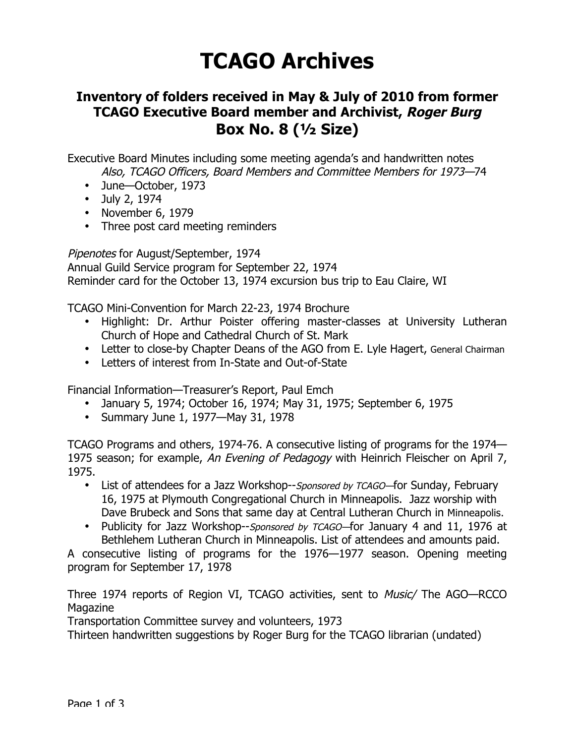# TCAGO Archives

## Inventory of folders received in May & July of 2010 from former TCAGO Executive Board member and Archivist, *Roger Burg*

## Box No. 8 (½ Size)

Executive Board Minutes including some meeting agenda's and handwritten notes
*Also, TCAGO Officers, Board Members and Committee Members for 1973—*74

- June—October, 1973
- July 2, 1974
- November 6, 1979
- Three post card meeting reminders

*Pipenotes* for August/September, 1974
Annual Guild Service program for September 22, 1974
Reminder card for the October 13, 1974 excursion bus trip to Eau Claire, WI

TCAGO Mini-Convention for March 22-23, 1974 Brochure

- Highlight: Dr. Arthur Poister offering master-classes at University Lutheran Church of Hope and Cathedral Church of St. Mark
- Letter to close-by Chapter Deans of the AGO from E. Lyle Hagert, General Chairman
- Letters of interest from In-State and Out-of-State

Financial Information—Treasurer's Report, Paul Emch

- January 5, 1974; October 16, 1974; May 31, 1975; September 6, 1975
- Summary June 1, 1977—May 31, 1978

TCAGO Programs and others, 1974-76. A consecutive listing of programs for the 1974—1975 season; for example, *An Evening of Pedagogy* with Heinrich Fleischer on April 7, 1975.

- List of attendees for a Jazz Workshop--*Sponsored by TCAGO*—for Sunday, February 16, 1975 at Plymouth Congregational Church in Minneapolis. Jazz worship with Dave Brubeck and Sons that same day at Central Lutheran Church in Minneapolis.
- Publicity for Jazz Workshop--*Sponsored by TCAGO*—for January 4 and 11, 1976 at Bethlehem Lutheran Church in Minneapolis. List of attendees and amounts paid.

A consecutive listing of programs for the 1976—1977 season. Opening meeting program for September 17, 1978

Three 1974 reports of Region VI, TCAGO activities, sent to *Music/* The AGO—RCCO Magazine
Transportation Committee survey and volunteers, 1973
Thirteen handwritten suggestions by Roger Burg for the TCAGO librarian (undated)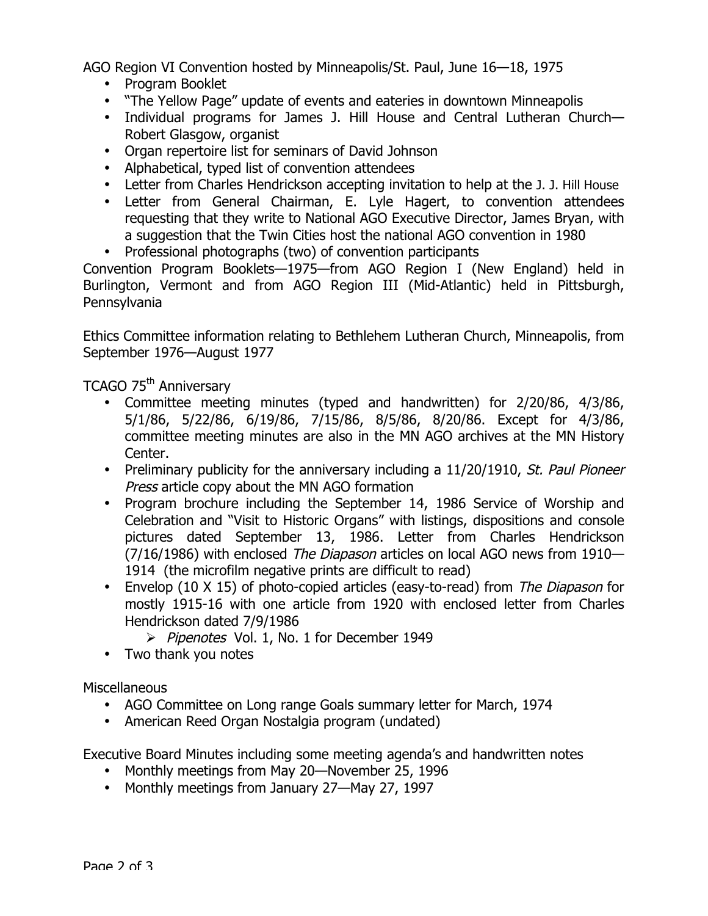AGO Region VI Convention hosted by Minneapolis/St. Paul, June 16—18, 1975

- Program Booklet
- "The Yellow Page" update of events and eateries in downtown Minneapolis
- Individual programs for James J. Hill House and Central Lutheran Church—Robert Glasgow, organist
- Organ repertoire list for seminars of David Johnson
- Alphabetical, typed list of convention attendees
- Letter from Charles Hendrickson accepting invitation to help at the J. J. Hill House
- Letter from General Chairman, E. Lyle Hagert, to convention attendees requesting that they write to National AGO Executive Director, James Bryan, with a suggestion that the Twin Cities host the national AGO convention in 1980
- Professional photographs (two) of convention participants

Convention Program Booklets—1975—from AGO Region I (New England) held in Burlington, Vermont and from AGO Region III (Mid-Atlantic) held in Pittsburgh, Pennsylvania

Ethics Committee information relating to Bethlehem Lutheran Church, Minneapolis, from September 1976—August 1977

TCAGO 75th Anniversary

- Committee meeting minutes (typed and handwritten) for 2/20/86, 4/3/86, 5/1/86, 5/22/86, 6/19/86, 7/15/86, 8/5/86, 8/20/86. Except for 4/3/86, committee meeting minutes are also in the MN AGO archives at the MN History Center.
- Preliminary publicity for the anniversary including a 11/20/1910, *St. Paul Pioneer Press* article copy about the MN AGO formation
- Program brochure including the September 14, 1986 Service of Worship and Celebration and "Visit to Historic Organs" with listings, dispositions and console pictures dated September 13, 1986. Letter from Charles Hendrickson (7/16/1986) with enclosed *The Diapason* articles on local AGO news from 1910—1914 (the microfilm negative prints are difficult to read)
- Envelop (10 X 15) of photo-copied articles (easy-to-read) from *The Diapason* for mostly 1915-16 with one article from 1920 with enclosed letter from Charles Hendrickson dated 7/9/1986
    - *Pipenotes* Vol. 1, No. 1 for December 1949
- Two thank you notes

Miscellaneous

- AGO Committee on Long range Goals summary letter for March, 1974
- American Reed Organ Nostalgia program (undated)

Executive Board Minutes including some meeting agenda's and handwritten notes

- Monthly meetings from May 20—November 25, 1996
- Monthly meetings from January 27—May 27, 1997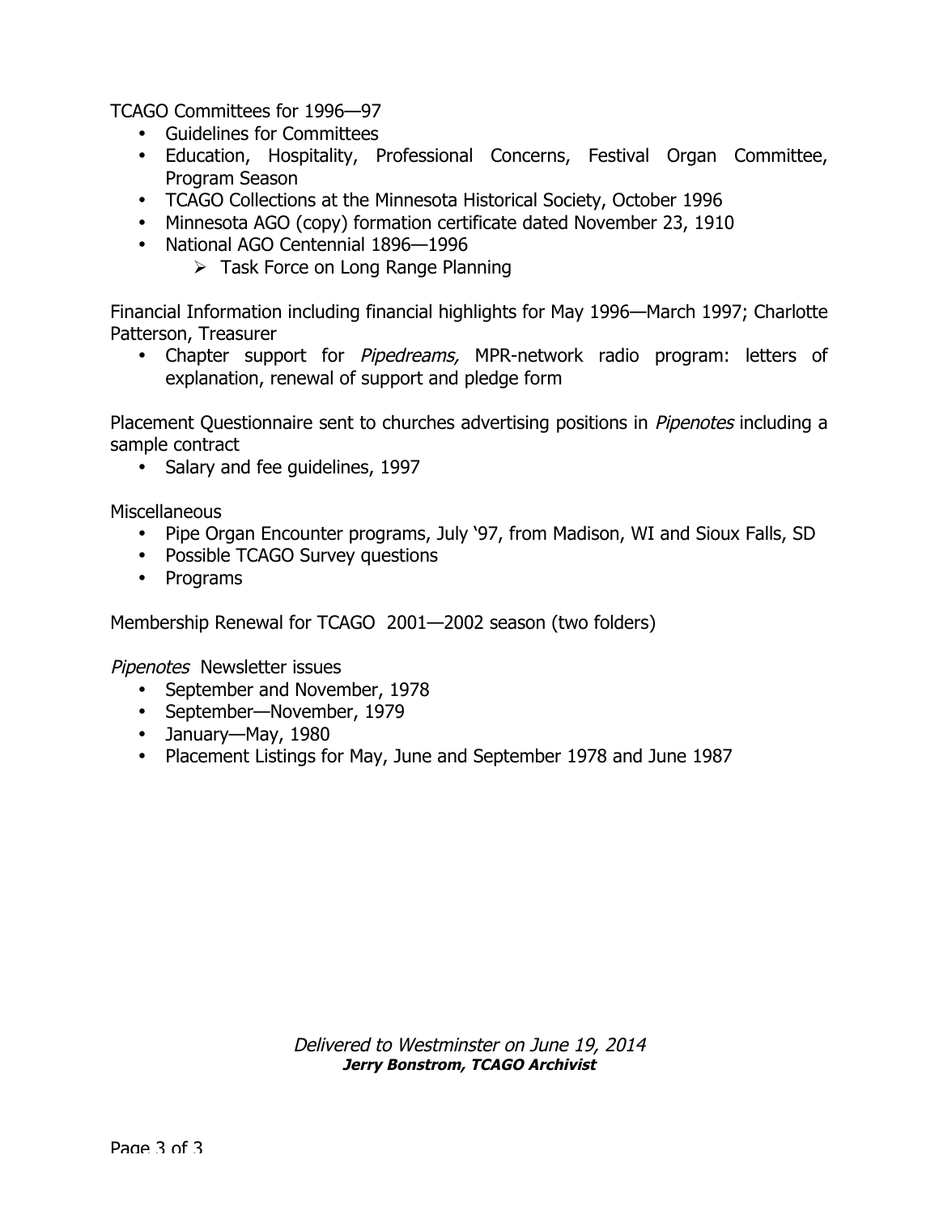TCAGO Committees for 1996—97

- Guidelines for Committees
- Education, Hospitality, Professional Concerns, Festival Organ Committee, Program Season
- TCAGO Collections at the Minnesota Historical Society, October 1996
- Minnesota AGO (copy) formation certificate dated November 23, 1910
- National AGO Centennial 1896—1996
    - Task Force on Long Range Planning

Financial Information including financial highlights for May 1996—March 1997; Charlotte Patterson, Treasurer

- Chapter support for *Pipedreams,* MPR-network radio program: letters of explanation, renewal of support and pledge form

Placement Questionnaire sent to churches advertising positions in *Pipenotes* including a sample contract

- Salary and fee guidelines, 1997

Miscellaneous

- Pipe Organ Encounter programs, July '97, from Madison, WI and Sioux Falls, SD
- Possible TCAGO Survey questions
- Programs

Membership Renewal for TCAGO 2001—2002 season (two folders)

*Pipenotes* Newsletter issues

- September and November, 1978
- September—November, 1979
- January—May, 1980
- Placement Listings for May, June and September 1978 and June 1987

*Delivered to Westminster on June 19, 2014*
***Jerry Bonstrom, TCAGO Archivist***